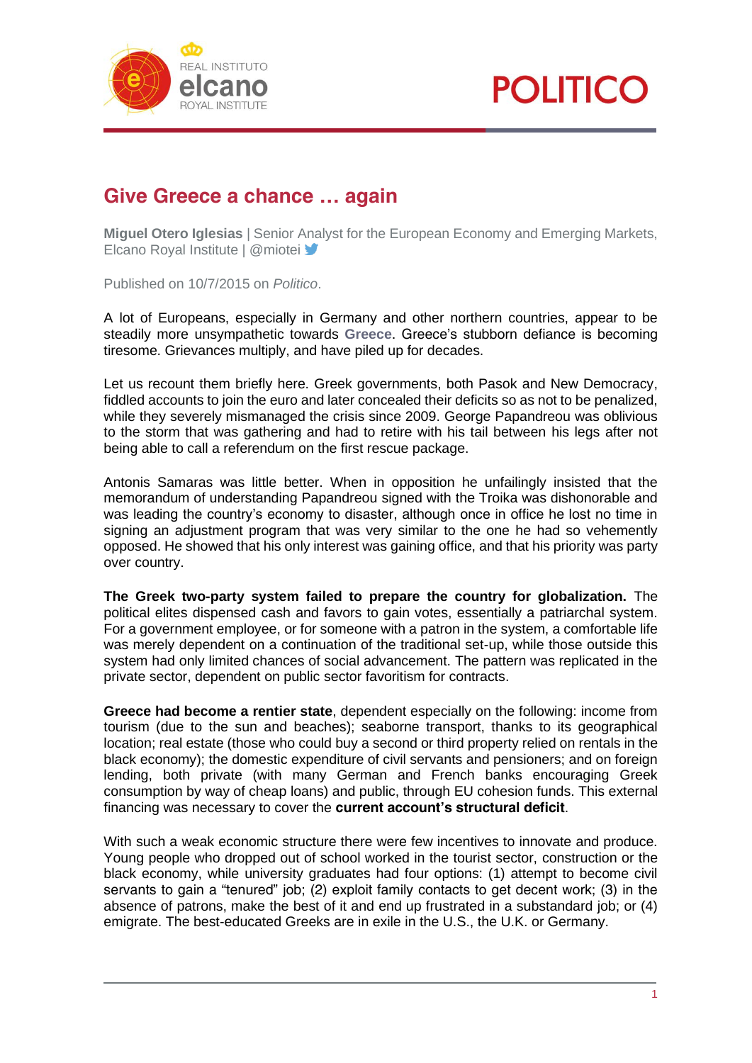# Give Greece a chance … again

**Miguel Otero Iglesias** | Senior Analyst for the European Economy and Emerging Markets, Elcano Royal Institute | @mioteI

Published on 10/7/2015 on *Politico*.

A lot of Europeans, especially in Germany and other northern countries, appear to be steadily more unsympathetic towards **Greece**. Greece's stubborn defiance is becoming tiresome. Grievances multiply, and have piled up for decades.

Let us recount them briefly here. Greek governments, both Pasok and New Democracy, fiddled accounts to join the euro and later concealed their deficits so as not to be penalized, while they severely mismanaged the crisis since 2009. George Papandreou was oblivious to the storm that was gathering and had to retire with his tail between his legs after not being able to call a referendum on the first rescue package.

Antonis Samaras was little better. When in opposition he unfailingly insisted that the memorandum of understanding Papandreou signed with the Troika was dishonorable and was leading the country's economy to disaster, although once in office he lost no time in signing an adjustment program that was very similar to the one he had so vehemently opposed. He showed that his only interest was gaining office, and that his priority was party over country.

**The Greek two-party system failed to prepare the country for globalization.** The political elites dispensed cash and favors to gain votes, essentially a patriarchal system. For a government employee, or for someone with a patron in the system, a comfortable life was merely dependent on a continuation of the traditional set-up, while those outside this system had only limited chances of social advancement. The pattern was replicated in the private sector, dependent on public sector favoritism for contracts.

**Greece had become a rentier state**, dependent especially on the following: income from tourism (due to the sun and beaches); seaborne transport, thanks to its geographical location; real estate (those who could buy a second or third property relied on rentals in the black economy); the domestic expenditure of civil servants and pensioners; and on foreign lending, both private (with many German and French banks encouraging Greek consumption by way of cheap loans) and public, through EU cohesion funds. This external financing was necessary to cover the **current account's structural deficit**.

With such a weak economic structure there were few incentives to innovate and produce. Young people who dropped out of school worked in the tourist sector, construction or the black economy, while university graduates had four options: (1) attempt to become civil servants to gain a "tenured" job; (2) exploit family contacts to get decent work; (3) in the absence of patrons, make the best of it and end up frustrated in a substandard job; or (4) emigrate. The best-educated Greeks are in exile in the U.S., the U.K. or Germany.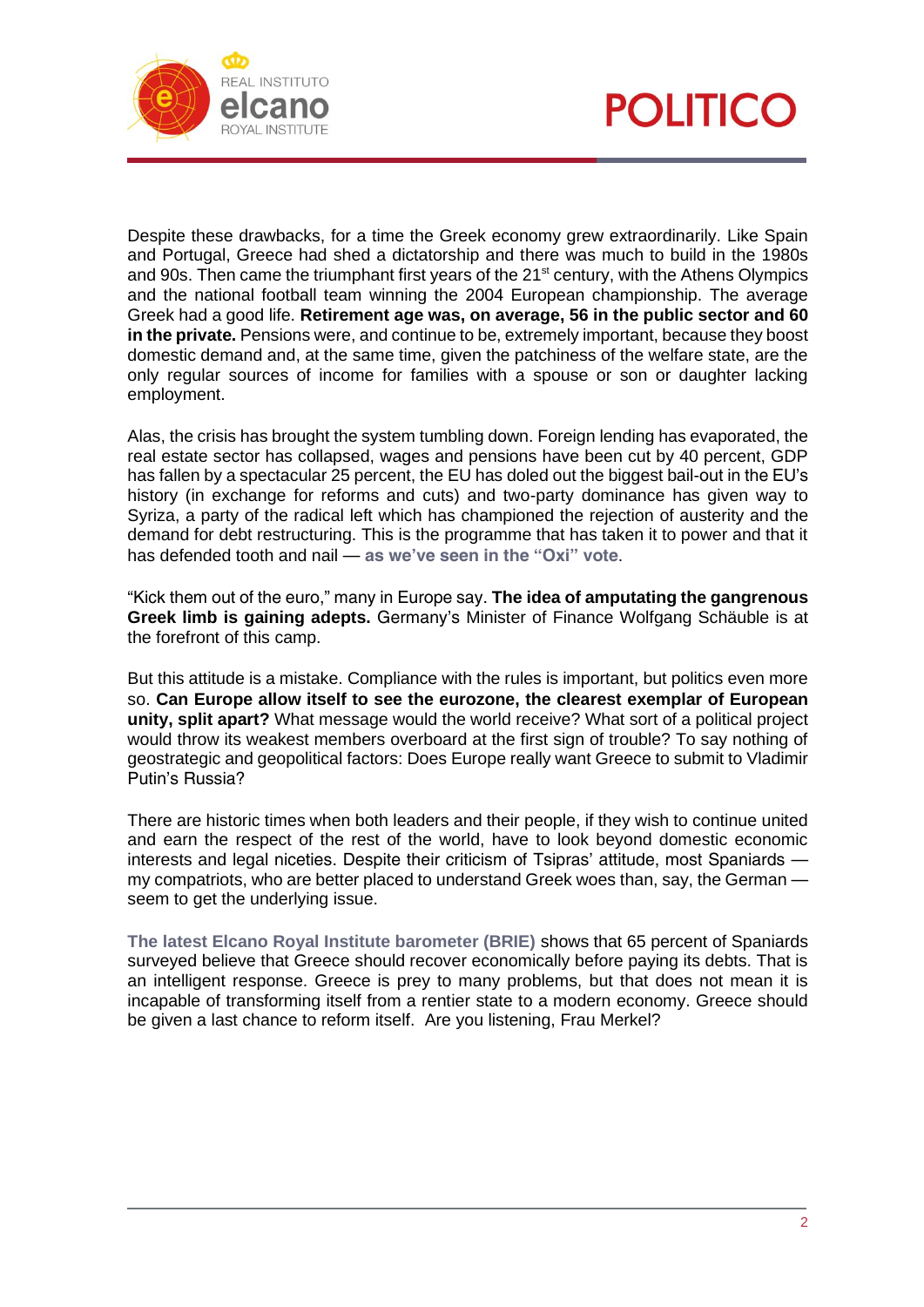Despite these drawbacks, for a time the Greek economy grew extraordinarily. Like Spain and Portugal, Greece had shed a dictatorship and there was much to build in the 1980s and 90s. Then came the triumphant first years of the 21st century, with the Athens Olympics and the national football team winning the 2004 European championship. The average Greek had a good life. **Retirement age was, on average, 56 in the public sector and 60 in the private.** Pensions were, and continue to be, extremely important, because they boost domestic demand and, at the same time, given the patchiness of the welfare state, are the only regular sources of income for families with a spouse or son or daughter lacking employment.

Alas, the crisis has brought the system tumbling down. Foreign lending has evaporated, the real estate sector has collapsed, wages and pensions have been cut by 40 percent, GDP has fallen by a spectacular 25 percent, the EU has doled out the biggest bail-out in the EU's history (in exchange for reforms and cuts) and two-party dominance has given way to Syriza, a party of the radical left which has championed the rejection of austerity and the demand for debt restructuring. This is the programme that has taken it to power and that it has defended tooth and nail — **as we've seen in the "Oxi" vote**.

"Kick them out of the euro," many in Europe say. **The idea of amputating the gangrenous Greek limb is gaining adepts.** Germany's Minister of Finance Wolfgang Schäuble is at the forefront of this camp.

But this attitude is a mistake. Compliance with the rules is important, but politics even more so. **Can Europe allow itself to see the eurozone, the clearest exemplar of European unity, split apart?** What message would the world receive? What sort of a political project would throw its weakest members overboard at the first sign of trouble? To say nothing of geostrategic and geopolitical factors: Does Europe really want Greece to submit to Vladimir Putin's Russia?

There are historic times when both leaders and their people, if they wish to continue united and earn the respect of the rest of the world, have to look beyond domestic economic interests and legal niceties. Despite their criticism of Tsipras' attitude, most Spaniards — my compatriots, who are better placed to understand Greek woes than, say, the German — seem to get the underlying issue.

**The latest Elcano Royal Institute barometer (BRIE)** shows that 65 percent of Spaniards surveyed believe that Greece should recover economically before paying its debts. That is an intelligent response. Greece is prey to many problems, but that does not mean it is incapable of transforming itself from a rentier state to a modern economy. Greece should be given a last chance to reform itself. Are you listening, Frau Merkel?